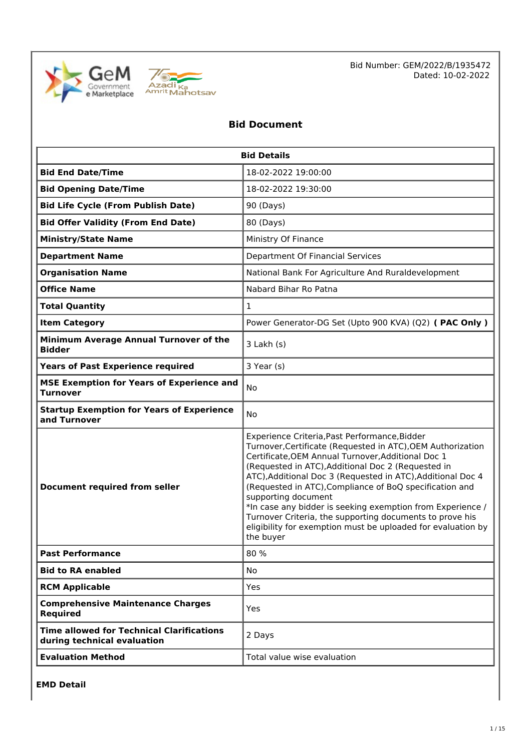Bid Number: GEM/2022/B/1935472
Dated: 10-02-2022

# Bid Document

| Bid Details | |
|---|---|
| **Bid End Date/Time** | 18-02-2022 19:00:00 |
| **Bid Opening Date/Time** | 18-02-2022 19:30:00 |
| **Bid Life Cycle (From Publish Date)** | 90 (Days) |
| **Bid Offer Validity (From End Date)** | 80 (Days) |
| **Ministry/State Name** | Ministry Of Finance |
| **Department Name** | Department Of Financial Services |
| **Organisation Name** | National Bank For Agriculture And Ruraldevelopment |
| **Office Name** | Nabard Bihar Ro Patna |
| **Total Quantity** | 1 |
| **Item Category** | Power Generator-DG Set (Upto 900 KVA) (Q2) **( PAC Only )** |
| **Minimum Average Annual Turnover of the Bidder** | 3 Lakh (s) |
| **Years of Past Experience required** | 3 Year (s) |
| **MSE Exemption for Years of Experience and Turnover** | No |
| **Startup Exemption for Years of Experience and Turnover** | No |
| **Document required from seller** | Experience Criteria,Past Performance,Bidder Turnover,Certificate (Requested in ATC),OEM Authorization Certificate,OEM Annual Turnover,Additional Doc 1 (Requested in ATC),Additional Doc 2 (Requested in ATC),Additional Doc 3 (Requested in ATC),Additional Doc 4 (Requested in ATC),Compliance of BoQ specification and supporting document<br>*In case any bidder is seeking exemption from Experience / Turnover Criteria, the supporting documents to prove his eligibility for exemption must be uploaded for evaluation by the buyer |
| **Past Performance** | 80 % |
| **Bid to RA enabled** | No |
| **RCM Applicable** | Yes |
| **Comprehensive Maintenance Charges Required** | Yes |
| **Time allowed for Technical Clarifications during technical evaluation** | 2 Days |
| **Evaluation Method** | Total value wise evaluation |

**EMD Detail**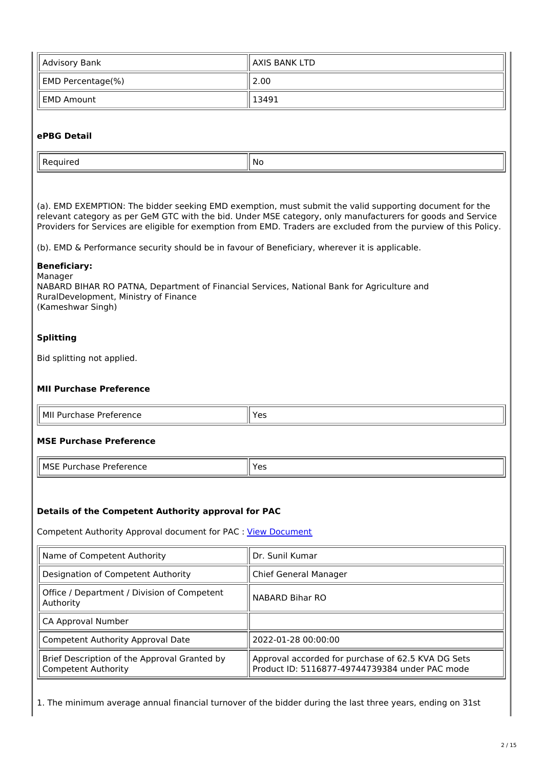| Advisory Bank | AXIS BANK LTD |
|---|---|
| EMD Percentage(%) | 2.00 |
| EMD Amount | 13491 |

### ePBG Detail

| Required | No |
|---|---|

(a). EMD EXEMPTION: The bidder seeking EMD exemption, must submit the valid supporting document for the relevant category as per GeM GTC with the bid. Under MSE category, only manufacturers for goods and Service Providers for Services are eligible for exemption from EMD. Traders are excluded from the purview of this Policy.

(b). EMD & Performance security should be in favour of Beneficiary, wherever it is applicable.

**Beneficiary:**
Manager
NABARD BIHAR RO PATNA, Department of Financial Services, National Bank for Agriculture and RuralDevelopment, Ministry of Finance
(Kameshwar Singh)

### Splitting

Bid splitting not applied.

### MII Purchase Preference

| MII Purchase Preference | Yes |
|---|---|

### MSE Purchase Preference

| MSE Purchase Preference | Yes |
|---|---|

### Details of the Competent Authority approval for PAC

Competent Authority Approval document for PAC : View Document

| Name of Competent Authority | Dr. Sunil Kumar |
|---|---|
| Designation of Competent Authority | Chief General Manager |
| Office / Department / Division of Competent Authority | NABARD Bihar RO |
| CA Approval Number | |
| Competent Authority Approval Date | 2022-01-28 00:00:00 |
| Brief Description of the Approval Granted by Competent Authority | Approval accorded for purchase of 62.5 KVA DG Sets Product ID: 5116877-49744739384 under PAC mode |

1. The minimum average annual financial turnover of the bidder during the last three years, ending on 31st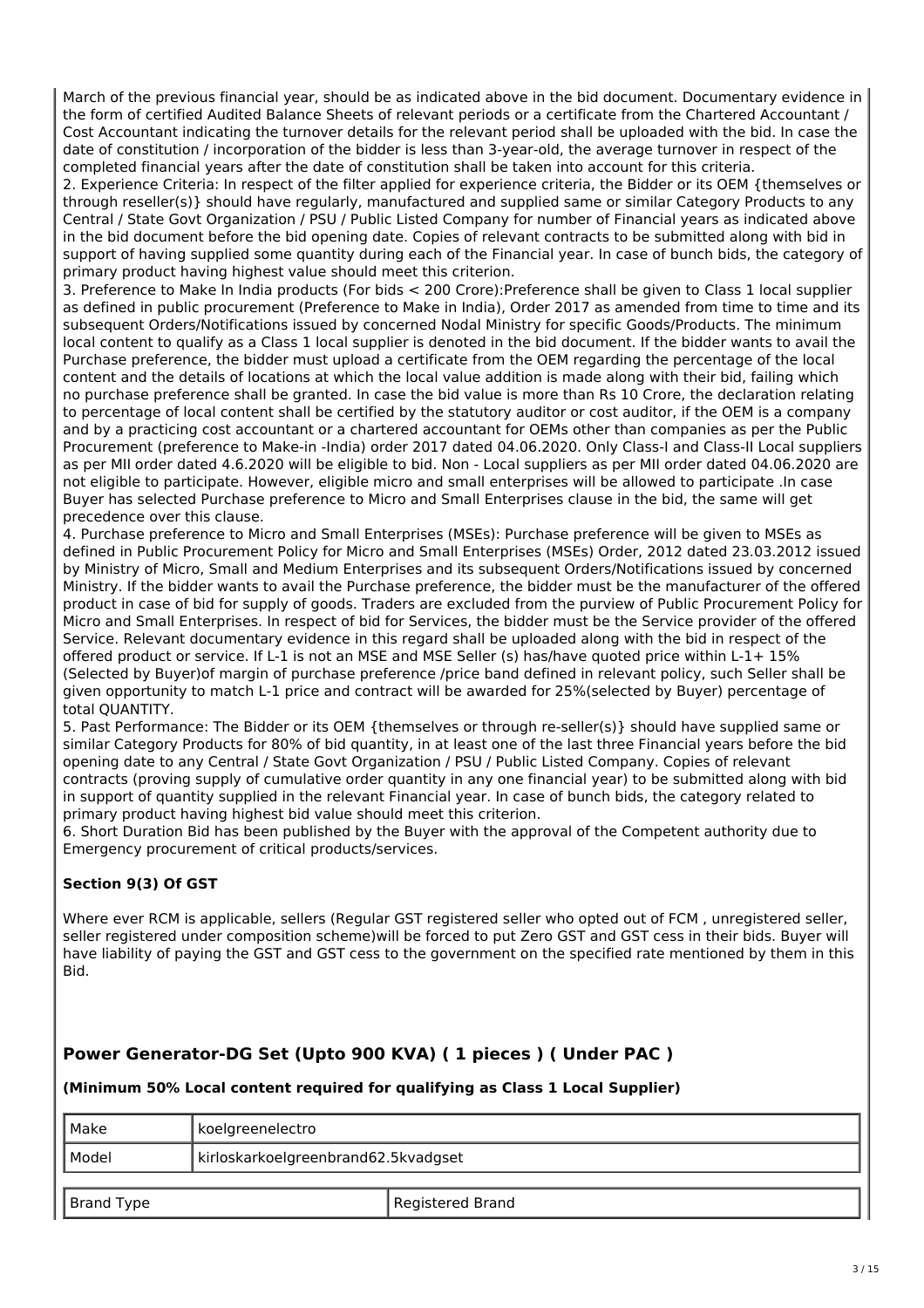March of the previous financial year, should be as indicated above in the bid document. Documentary evidence in the form of certified Audited Balance Sheets of relevant periods or a certificate from the Chartered Accountant / Cost Accountant indicating the turnover details for the relevant period shall be uploaded with the bid. In case the date of constitution / incorporation of the bidder is less than 3-year-old, the average turnover in respect of the completed financial years after the date of constitution shall be taken into account for this criteria.

2. Experience Criteria: In respect of the filter applied for experience criteria, the Bidder or its OEM {themselves or through reseller(s)} should have regularly, manufactured and supplied same or similar Category Products to any Central / State Govt Organization / PSU / Public Listed Company for number of Financial years as indicated above in the bid document before the bid opening date. Copies of relevant contracts to be submitted along with bid in support of having supplied some quantity during each of the Financial year. In case of bunch bids, the category of primary product having highest value should meet this criterion.

3. Preference to Make In India products (For bids < 200 Crore):Preference shall be given to Class 1 local supplier as defined in public procurement (Preference to Make in India), Order 2017 as amended from time to time and its subsequent Orders/Notifications issued by concerned Nodal Ministry for specific Goods/Products. The minimum local content to qualify as a Class 1 local supplier is denoted in the bid document. If the bidder wants to avail the Purchase preference, the bidder must upload a certificate from the OEM regarding the percentage of the local content and the details of locations at which the local value addition is made along with their bid, failing which no purchase preference shall be granted. In case the bid value is more than Rs 10 Crore, the declaration relating to percentage of local content shall be certified by the statutory auditor or cost auditor, if the OEM is a company and by a practicing cost accountant or a chartered accountant for OEMs other than companies as per the Public Procurement (preference to Make-in -India) order 2017 dated 04.06.2020. Only Class-I and Class-II Local suppliers as per MII order dated 4.6.2020 will be eligible to bid. Non - Local suppliers as per MII order dated 04.06.2020 are not eligible to participate. However, eligible micro and small enterprises will be allowed to participate .In case Buyer has selected Purchase preference to Micro and Small Enterprises clause in the bid, the same will get precedence over this clause.

4. Purchase preference to Micro and Small Enterprises (MSEs): Purchase preference will be given to MSEs as defined in Public Procurement Policy for Micro and Small Enterprises (MSEs) Order, 2012 dated 23.03.2012 issued by Ministry of Micro, Small and Medium Enterprises and its subsequent Orders/Notifications issued by concerned Ministry. If the bidder wants to avail the Purchase preference, the bidder must be the manufacturer of the offered product in case of bid for supply of goods. Traders are excluded from the purview of Public Procurement Policy for Micro and Small Enterprises. In respect of bid for Services, the bidder must be the Service provider of the offered Service. Relevant documentary evidence in this regard shall be uploaded along with the bid in respect of the offered product or service. If L-1 is not an MSE and MSE Seller (s) has/have quoted price within L-1+ 15% (Selected by Buyer)of margin of purchase preference /price band defined in relevant policy, such Seller shall be given opportunity to match L-1 price and contract will be awarded for 25%(selected by Buyer) percentage of total QUANTITY.

5. Past Performance: The Bidder or its OEM {themselves or through re-seller(s)} should have supplied same or similar Category Products for 80% of bid quantity, in at least one of the last three Financial years before the bid opening date to any Central / State Govt Organization / PSU / Public Listed Company. Copies of relevant contracts (proving supply of cumulative order quantity in any one financial year) to be submitted along with bid in support of quantity supplied in the relevant Financial year. In case of bunch bids, the category related to primary product having highest bid value should meet this criterion.

6. Short Duration Bid has been published by the Buyer with the approval of the Competent authority due to Emergency procurement of critical products/services.

### Section 9(3) Of GST

Where ever RCM is applicable, sellers (Regular GST registered seller who opted out of FCM , unregistered seller, seller registered under composition scheme)will be forced to put Zero GST and GST cess in their bids. Buyer will have liability of paying the GST and GST cess to the government on the specified rate mentioned by them in this Bid.

## Power Generator-DG Set (Upto 900 KVA) ( 1 pieces ) ( Under PAC )

**(Minimum 50% Local content required for qualifying as Class 1 Local Supplier)**

| Make | koelgreenelectro |
|---|---|
| Model | kirloskarkoelgreenbrand62.5kvadgset |

| Brand Type | Registered Brand |
|---|---|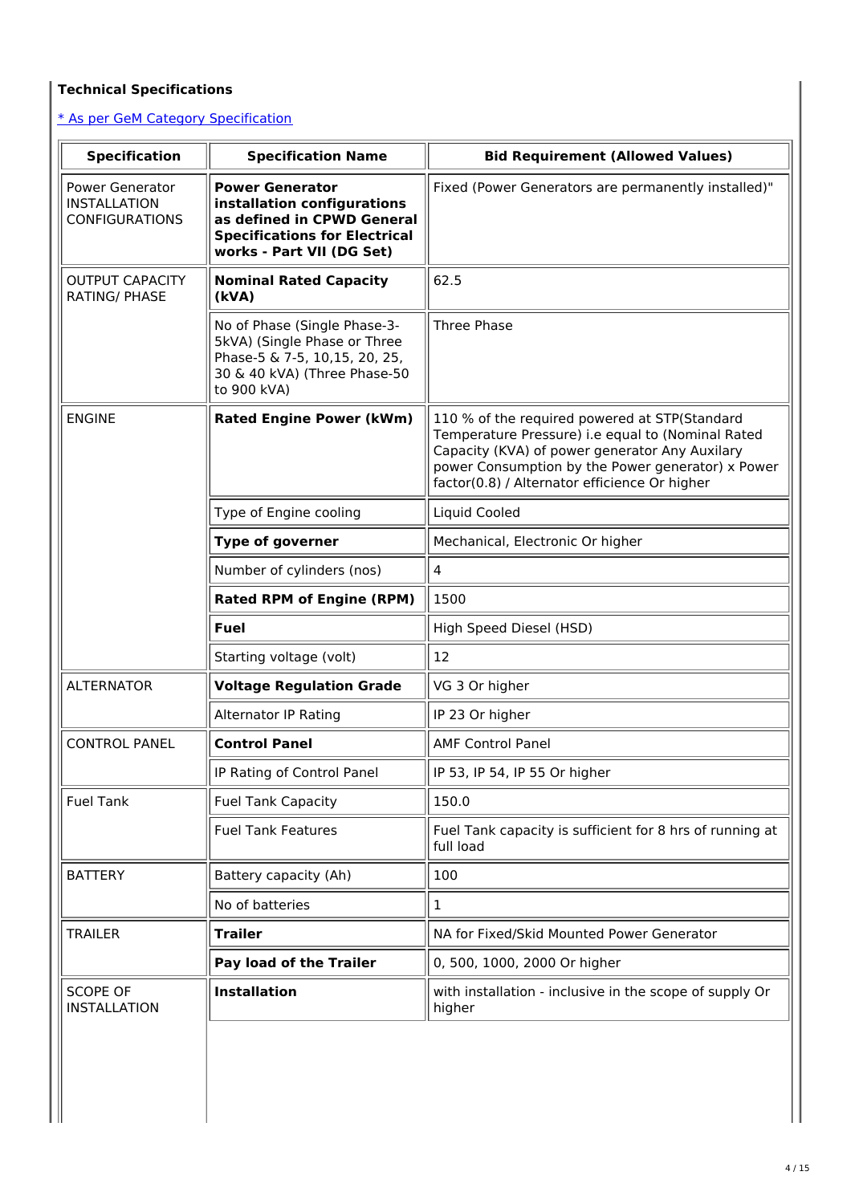**Technical Specifications**

[* As per GeM Category Specification]

| Specification | Specification Name | Bid Requirement (Allowed Values) |
|---|---|---|
| Power Generator INSTALLATION CONFIGURATIONS | **Power Generator installation configurations as defined in CPWD General Specifications for Electrical works - Part VII (DG Set)** | Fixed (Power Generators are permanently installed)" |
| OUTPUT CAPACITY RATING/ PHASE | **Nominal Rated Capacity (kVA)** | 62.5 |
| | No of Phase (Single Phase-3-5kVA) (Single Phase or Three Phase-5 & 7-5, 10,15, 20, 25, 30 & 40 kVA) (Three Phase-50 to 900 kVA) | Three Phase |
| ENGINE | **Rated Engine Power (kWm)** | 110 % of the required powered at STP(Standard Temperature Pressure) i.e equal to (Nominal Rated Capacity (KVA) of power generator Any Auxilary power Consumption by the Power generator) x Power factor(0.8) / Alternator efficience Or higher |
| | Type of Engine cooling | Liquid Cooled |
| | **Type of governer** | Mechanical, Electronic Or higher |
| | Number of cylinders (nos) | 4 |
| | **Rated RPM of Engine (RPM)** | 1500 |
| | **Fuel** | High Speed Diesel (HSD) |
| | Starting voltage (volt) | 12 |
| ALTERNATOR | **Voltage Regulation Grade** | VG 3 Or higher |
| | Alternator IP Rating | IP 23 Or higher |
| CONTROL PANEL | **Control Panel** | AMF Control Panel |
| | IP Rating of Control Panel | IP 53, IP 54, IP 55 Or higher |
| Fuel Tank | Fuel Tank Capacity | 150.0 |
| | Fuel Tank Features | Fuel Tank capacity is sufficient for 8 hrs of running at full load |
| BATTERY | Battery capacity (Ah) | 100 |
| | No of batteries | 1 |
| TRAILER | **Trailer** | NA for Fixed/Skid Mounted Power Generator |
| | **Pay load of the Trailer** | 0, 500, 1000, 2000 Or higher |
| SCOPE OF INSTALLATION | **Installation** | with installation - inclusive in the scope of supply Or higher |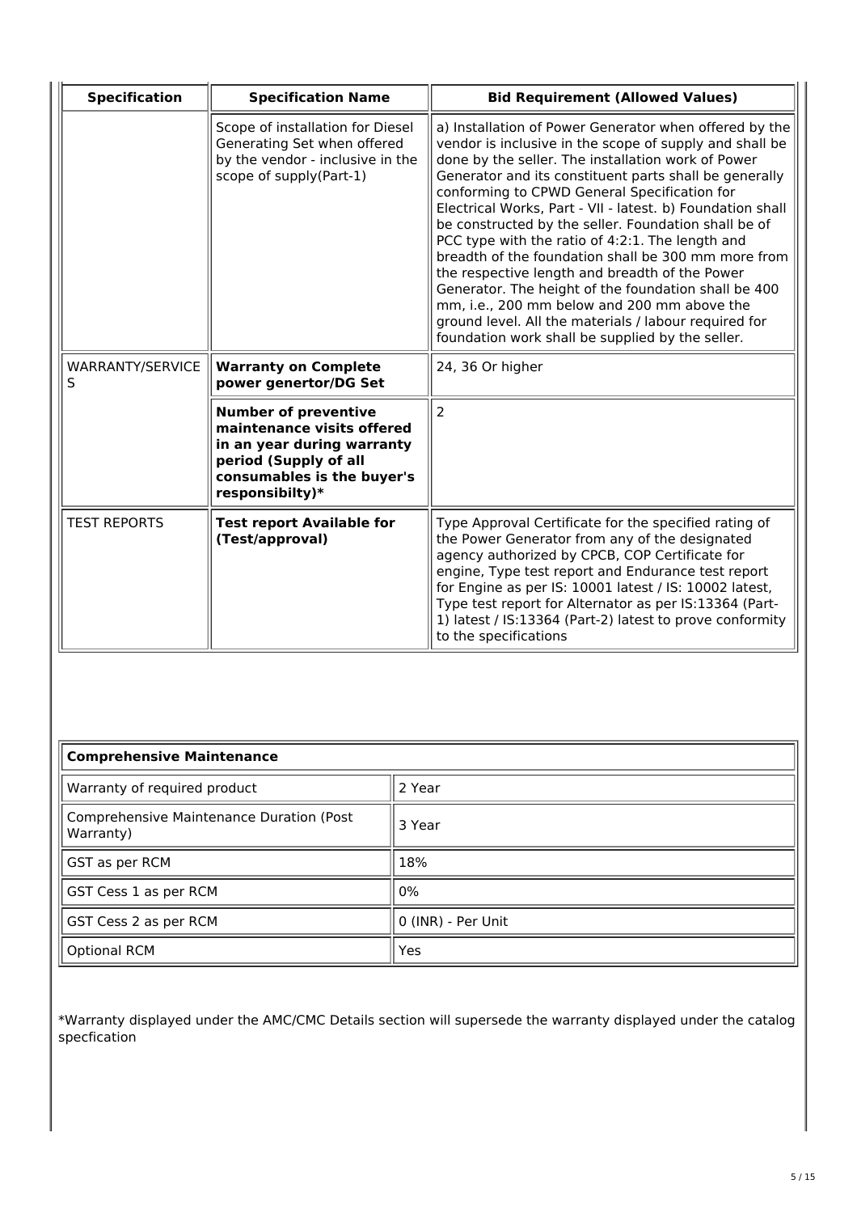| Specification | Specification Name | Bid Requirement (Allowed Values) |
| --- | --- | --- |
| | Scope of installation for Diesel Generating Set when offered by the vendor - inclusive in the scope of supply(Part-1) | a) Installation of Power Generator when offered by the vendor is inclusive in the scope of supply and shall be done by the seller. The installation work of Power Generator and its constituent parts shall be generally conforming to CPWD General Specification for Electrical Works, Part - VII - latest. b) Foundation shall be constructed by the seller. Foundation shall be of PCC type with the ratio of 4:2:1. The length and breadth of the foundation shall be 300 mm more from the respective length and breadth of the Power Generator. The height of the foundation shall be 400 mm, i.e., 200 mm below and 200 mm above the ground level. All the materials / labour required for foundation work shall be supplied by the seller. |
| WARRANTY/SERVICES | **Warranty on Complete power genertor/DG Set** | 24, 36 Or higher |
| | **Number of preventive maintenance visits offered in an year during warranty period (Supply of all consumables is the buyer's responsibilty)*** | 2 |
| TEST REPORTS | **Test report Available for (Test/approval)** | Type Approval Certificate for the specified rating of the Power Generator from any of the designated agency authorized by CPCB, COP Certificate for engine, Type test report and Endurance test report for Engine as per IS: 10001 latest / IS: 10002 latest, Type test report for Alternator as per IS:13364 (Part-1) latest / IS:13364 (Part-2) latest to prove conformity to the specifications |

| **Comprehensive Maintenance** | |
| --- | --- |
| Warranty of required product | 2 Year |
| Comprehensive Maintenance Duration (Post Warranty) | 3 Year |
| GST as per RCM | 18% |
| GST Cess 1 as per RCM | 0% |
| GST Cess 2 as per RCM | 0 (INR) - Per Unit |
| Optional RCM | Yes |

*Warranty displayed under the AMC/CMC Details section will supersede the warranty displayed under the catalog specfication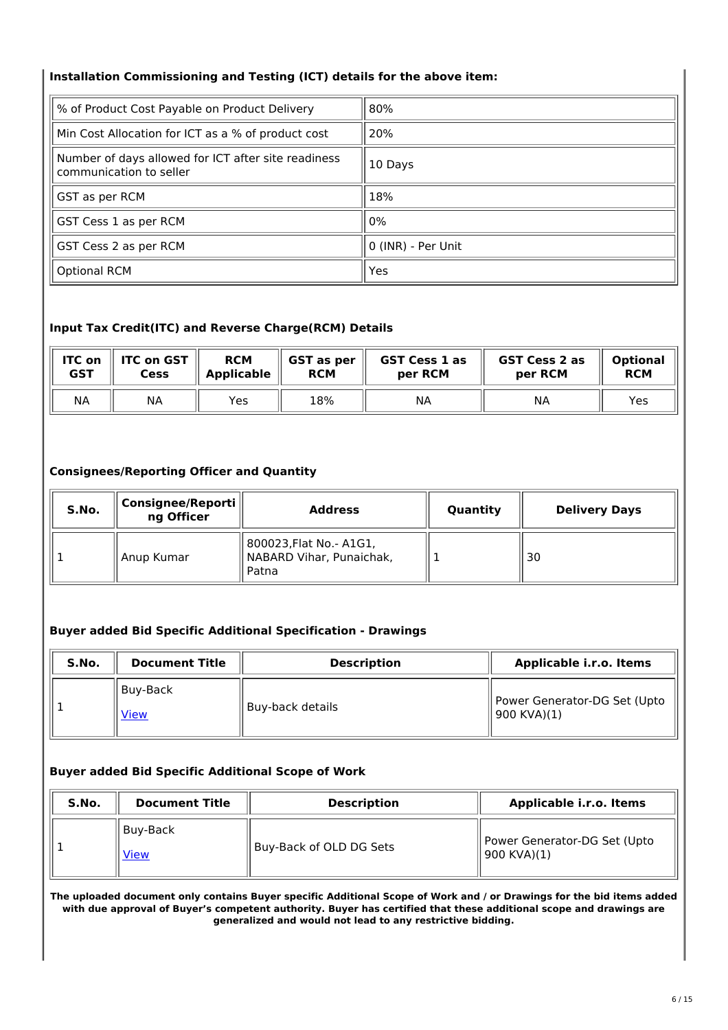**Installation Commissioning and Testing (ICT) details for the above item:**

| | |
|---|---|
| % of Product Cost Payable on Product Delivery | 80% |
| Min Cost Allocation for ICT as a % of product cost | 20% |
| Number of days allowed for ICT after site readiness communication to seller | 10 Days |
| GST as per RCM | 18% |
| GST Cess 1 as per RCM | 0% |
| GST Cess 2 as per RCM | 0 (INR) - Per Unit |
| Optional RCM | Yes |

**Input Tax Credit(ITC) and Reverse Charge(RCM) Details**

| ITC on GST | ITC on GST Cess | RCM Applicable | GST as per RCM | GST Cess 1 as per RCM | GST Cess 2 as per RCM | Optional RCM |
|---|---|---|---|---|---|---|
| NA | NA | Yes | 18% | NA | NA | Yes |

**Consignees/Reporting Officer and Quantity**

| S.No. | Consignee/Reporting Officer | Address | Quantity | Delivery Days |
|---|---|---|---|---|
| 1 | Anup Kumar | 800023,Flat No.- A1G1, NABARD Vihar, Punaichak, Patna | 1 | 30 |

**Buyer added Bid Specific Additional Specification - Drawings**

| S.No. | Document Title | Description | Applicable i.r.o. Items |
|---|---|---|---|
| 1 | Buy-Back View | Buy-back details | Power Generator-DG Set (Upto 900 KVA)(1) |

**Buyer added Bid Specific Additional Scope of Work**

| S.No. | Document Title | Description | Applicable i.r.o. Items |
|---|---|---|---|
| 1 | Buy-Back View | Buy-Back of OLD DG Sets | Power Generator-DG Set (Upto 900 KVA)(1) |

**The uploaded document only contains Buyer specific Additional Scope of Work and / or Drawings for the bid items added with due approval of Buyer's competent authority. Buyer has certified that these additional scope and drawings are generalized and would not lead to any restrictive bidding.**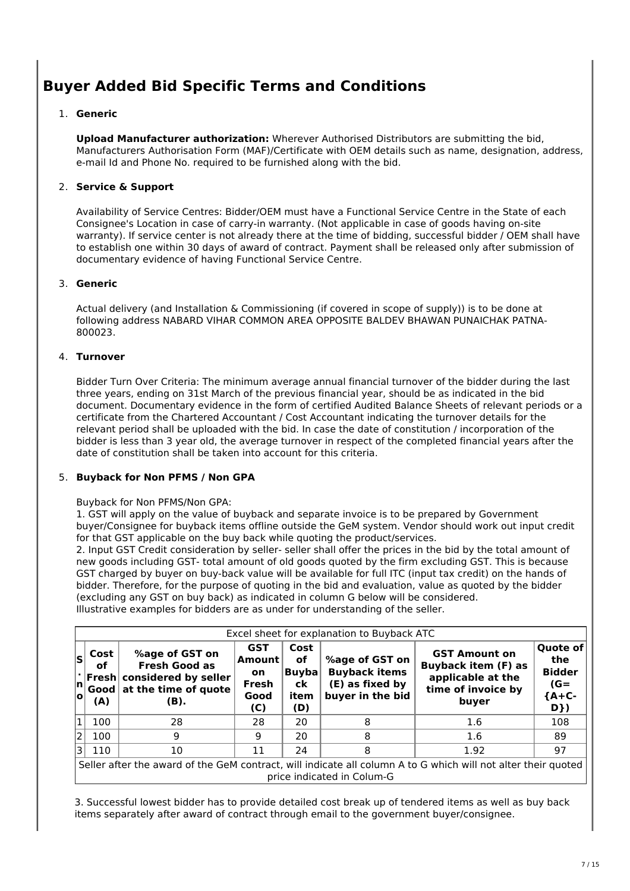# Buyer Added Bid Specific Terms and Conditions

1. **Generic**

   **Upload Manufacturer authorization:** Wherever Authorised Distributors are submitting the bid, Manufacturers Authorisation Form (MAF)/Certificate with OEM details such as name, designation, address, e-mail Id and Phone No. required to be furnished along with the bid.

2. **Service & Support**

   Availability of Service Centres: Bidder/OEM must have a Functional Service Centre in the State of each Consignee's Location in case of carry-in warranty. (Not applicable in case of goods having on-site warranty). If service center is not already there at the time of bidding, successful bidder / OEM shall have to establish one within 30 days of award of contract. Payment shall be released only after submission of documentary evidence of having Functional Service Centre.

3. **Generic**

   Actual delivery (and Installation & Commissioning (if covered in scope of supply)) is to be done at following address NABARD VIHAR COMMON AREA OPPOSITE BALDEV BHAWAN PUNAICHAK PATNA-800023.

4. **Turnover**

   Bidder Turn Over Criteria: The minimum average annual financial turnover of the bidder during the last three years, ending on 31st March of the previous financial year, should be as indicated in the bid document. Documentary evidence in the form of certified Audited Balance Sheets of relevant periods or a certificate from the Chartered Accountant / Cost Accountant indicating the turnover details for the relevant period shall be uploaded with the bid. In case the date of constitution / incorporation of the bidder is less than 3 year old, the average turnover in respect of the completed financial years after the date of constitution shall be taken into account for this criteria.

5. **Buyback for Non PFMS / Non GPA**

   Buyback for Non PFMS/Non GPA:
   1. GST will apply on the value of buyback and separate invoice is to be prepared by Government buyer/Consignee for buyback items offline outside the GeM system. Vendor should work out input credit for that GST applicable on the buy back while quoting the product/services.
   2. Input GST Credit consideration by seller- seller shall offer the prices in the bid by the total amount of new goods including GST- total amount of old goods quoted by the firm excluding GST. This is because GST charged by buyer on buy-back value will be available for full ITC (input tax credit) on the hands of bidder. Therefore, for the purpose of quoting in the bid and evaluation, value as quoted by the bidder (excluding any GST on buy back) as indicated in column G below will be considered.
   Illustrative examples for bidders are as under for understanding of the seller.

| Excel sheet for explanation to Buyback ATC | | | | | | | |
|---|---|---|---|---|---|---|---|
| **S. no** | **Cost of Fresh Good (A)** | **%age of GST on Fresh Good as considered by seller at the time of quote (B).** | **GST Amount on Fresh Good (C)** | **Cost of Buyback item (D)** | **%age of GST on Buyback items (E) as fixed by buyer in the bid** | **GST Amount on Buyback item (F) as applicable at the time of invoice by buyer** | **Quote of the Bidder (G= {A+C-D})** |
| 1 | 100 | 28 | 28 | 20 | 8 | 1.6 | 108 |
| 2 | 100 | 9 | 9 | 20 | 8 | 1.6 | 89 |
| 3 | 110 | 10 | 11 | 24 | 8 | 1.92 | 97 |
| Seller after the award of the GeM contract, will indicate all column A to G which will not alter their quoted price indicated in Colum-G | | | | | | | |

   3. Successful lowest bidder has to provide detailed cost break up of tendered items as well as buy back items separately after award of contract through email to the government buyer/consignee.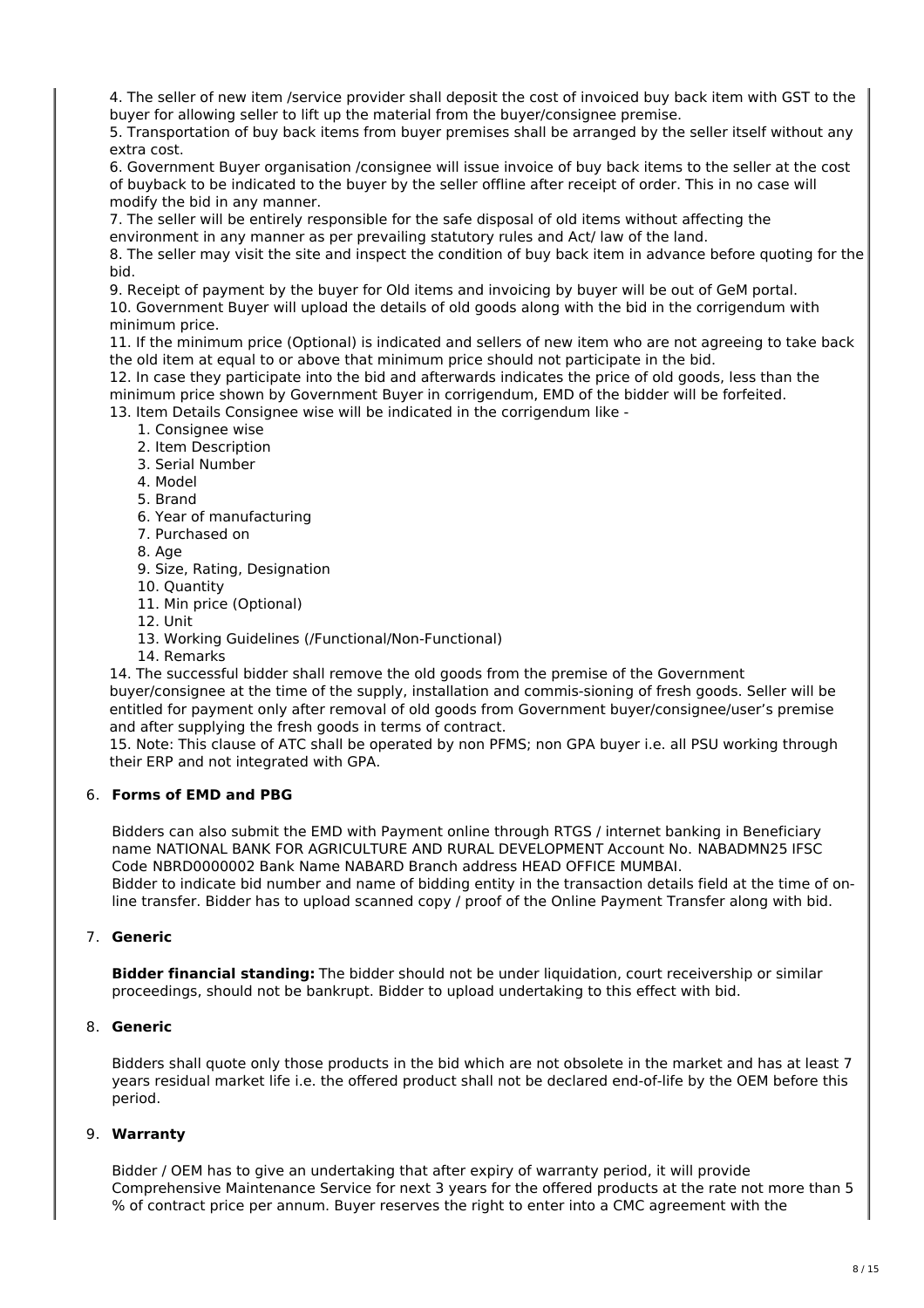4. The seller of new item /service provider shall deposit the cost of invoiced buy back item with GST to the buyer for allowing seller to lift up the material from the buyer/consignee premise.
5. Transportation of buy back items from buyer premises shall be arranged by the seller itself without any extra cost.
6. Government Buyer organisation /consignee will issue invoice of buy back items to the seller at the cost of buyback to be indicated to the buyer by the seller offline after receipt of order. This in no case will modify the bid in any manner.
7. The seller will be entirely responsible for the safe disposal of old items without affecting the environment in any manner as per prevailing statutory rules and Act/ law of the land.
8. The seller may visit the site and inspect the condition of buy back item in advance before quoting for the bid.
9. Receipt of payment by the buyer for Old items and invoicing by buyer will be out of GeM portal.
10. Government Buyer will upload the details of old goods along with the bid in the corrigendum with minimum price.
11. If the minimum price (Optional) is indicated and sellers of new item who are not agreeing to take back the old item at equal to or above that minimum price should not participate in the bid.
12. In case they participate into the bid and afterwards indicates the price of old goods, less than the minimum price shown by Government Buyer in corrigendum, EMD of the bidder will be forfeited.
13. Item Details Consignee wise will be indicated in the corrigendum like -
    1. Consignee wise
    2. Item Description
    3. Serial Number
    4. Model
    5. Brand
    6. Year of manufacturing
    7. Purchased on
    8. Age
    9. Size, Rating, Designation
    10. Quantity
    11. Min price (Optional)
    12. Unit
    13. Working Guidelines (/Functional/Non-Functional)
    14. Remarks
14. The successful bidder shall remove the old goods from the premise of the Government buyer/consignee at the time of the supply, installation and commis-sioning of fresh goods. Seller will be entitled for payment only after removal of old goods from Government buyer/consignee/user's premise and after supplying the fresh goods in terms of contract.
15. Note: This clause of ATC shall be operated by non PFMS; non GPA buyer i.e. all PSU working through their ERP and not integrated with GPA.

6. **Forms of EMD and PBG**

   Bidders can also submit the EMD with Payment online through RTGS / internet banking in Beneficiary name NATIONAL BANK FOR AGRICULTURE AND RURAL DEVELOPMENT Account No. NABADMN25 IFSC Code NBRD0000002 Bank Name NABARD Branch address HEAD OFFICE MUMBAI.
   Bidder to indicate bid number and name of bidding entity in the transaction details field at the time of on-line transfer. Bidder has to upload scanned copy / proof of the Online Payment Transfer along with bid.

7. **Generic**

   **Bidder financial standing:** The bidder should not be under liquidation, court receivership or similar proceedings, should not be bankrupt. Bidder to upload undertaking to this effect with bid.

8. **Generic**

   Bidders shall quote only those products in the bid which are not obsolete in the market and has at least 7 years residual market life i.e. the offered product shall not be declared end-of-life by the OEM before this period.

9. **Warranty**

   Bidder / OEM has to give an undertaking that after expiry of warranty period, it will provide Comprehensive Maintenance Service for next 3 years for the offered products at the rate not more than 5 % of contract price per annum. Buyer reserves the right to enter into a CMC agreement with the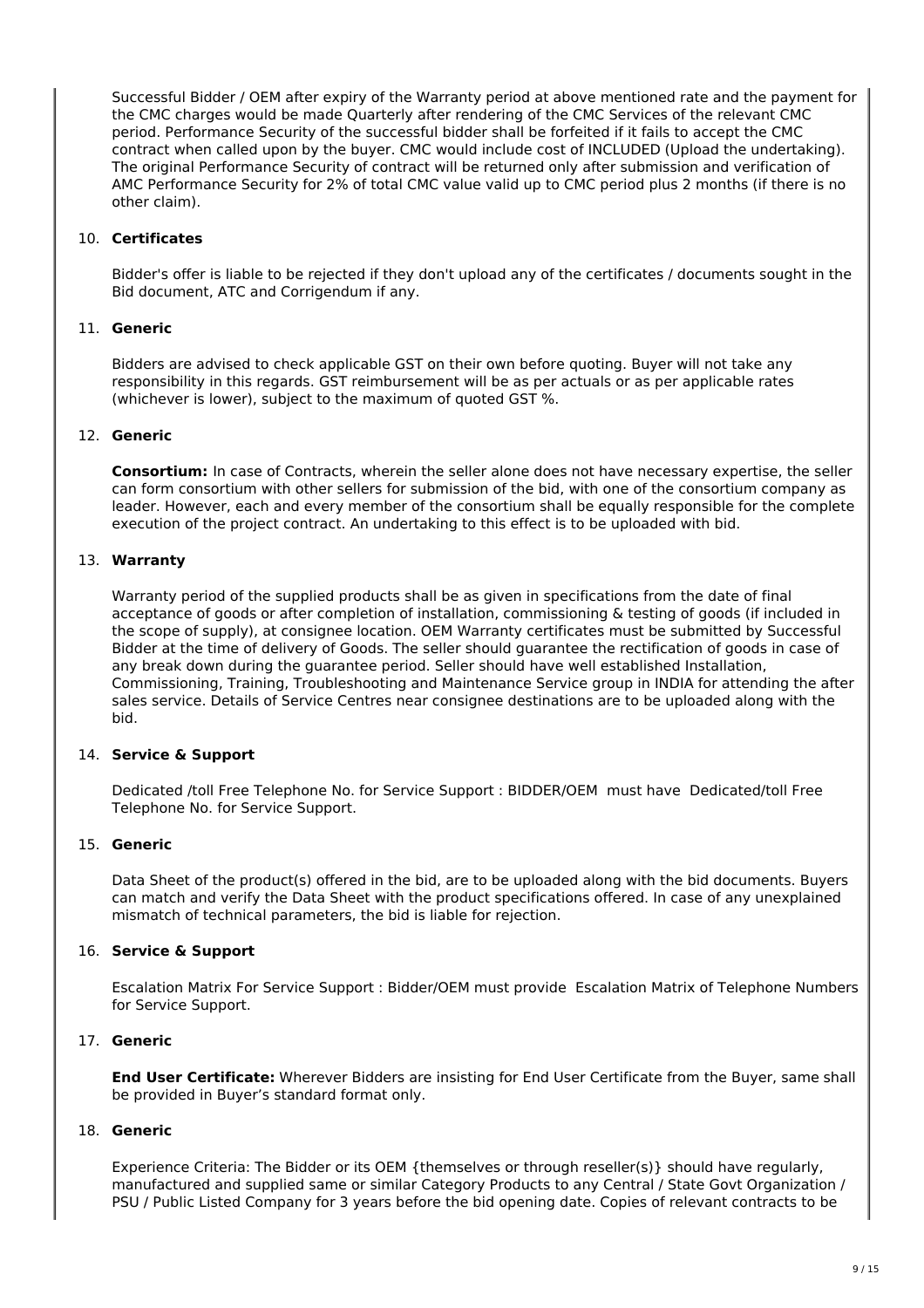Successful Bidder / OEM after expiry of the Warranty period at above mentioned rate and the payment for the CMC charges would be made Quarterly after rendering of the CMC Services of the relevant CMC period. Performance Security of the successful bidder shall be forfeited if it fails to accept the CMC contract when called upon by the buyer. CMC would include cost of INCLUDED (Upload the undertaking). The original Performance Security of contract will be returned only after submission and verification of AMC Performance Security for 2% of total CMC value valid up to CMC period plus 2 months (if there is no other claim).

10. **Certificates**

    Bidder's offer is liable to be rejected if they don't upload any of the certificates / documents sought in the Bid document, ATC and Corrigendum if any.

11. **Generic**

    Bidders are advised to check applicable GST on their own before quoting. Buyer will not take any responsibility in this regards. GST reimbursement will be as per actuals or as per applicable rates (whichever is lower), subject to the maximum of quoted GST %.

12. **Generic**

    **Consortium:** In case of Contracts, wherein the seller alone does not have necessary expertise, the seller can form consortium with other sellers for submission of the bid, with one of the consortium company as leader. However, each and every member of the consortium shall be equally responsible for the complete execution of the project contract. An undertaking to this effect is to be uploaded with bid.

13. **Warranty**

    Warranty period of the supplied products shall be as given in specifications from the date of final acceptance of goods or after completion of installation, commissioning & testing of goods (if included in the scope of supply), at consignee location. OEM Warranty certificates must be submitted by Successful Bidder at the time of delivery of Goods. The seller should guarantee the rectification of goods in case of any break down during the guarantee period. Seller should have well established Installation, Commissioning, Training, Troubleshooting and Maintenance Service group in INDIA for attending the after sales service. Details of Service Centres near consignee destinations are to be uploaded along with the bid.

14. **Service & Support**

    Dedicated /toll Free Telephone No. for Service Support : BIDDER/OEM must have Dedicated/toll Free Telephone No. for Service Support.

15. **Generic**

    Data Sheet of the product(s) offered in the bid, are to be uploaded along with the bid documents. Buyers can match and verify the Data Sheet with the product specifications offered. In case of any unexplained mismatch of technical parameters, the bid is liable for rejection.

16. **Service & Support**

    Escalation Matrix For Service Support : Bidder/OEM must provide Escalation Matrix of Telephone Numbers for Service Support.

17. **Generic**

    **End User Certificate:** Wherever Bidders are insisting for End User Certificate from the Buyer, same shall be provided in Buyer's standard format only.

18. **Generic**

    Experience Criteria: The Bidder or its OEM {themselves or through reseller(s)} should have regularly, manufactured and supplied same or similar Category Products to any Central / State Govt Organization / PSU / Public Listed Company for 3 years before the bid opening date. Copies of relevant contracts to be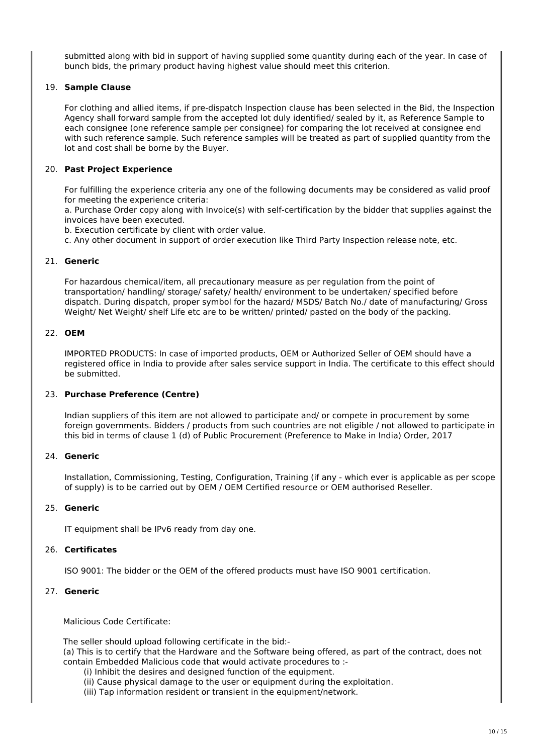submitted along with bid in support of having supplied some quantity during each of the year. In case of bunch bids, the primary product having highest value should meet this criterion.

19. **Sample Clause**

For clothing and allied items, if pre-dispatch Inspection clause has been selected in the Bid, the Inspection Agency shall forward sample from the accepted lot duly identified/ sealed by it, as Reference Sample to each consignee (one reference sample per consignee) for comparing the lot received at consignee end with such reference sample. Such reference samples will be treated as part of supplied quantity from the lot and cost shall be borne by the Buyer.

20. **Past Project Experience**

For fulfilling the experience criteria any one of the following documents may be considered as valid proof for meeting the experience criteria:
a. Purchase Order copy along with Invoice(s) with self-certification by the bidder that supplies against the invoices have been executed.
b. Execution certificate by client with order value.
c. Any other document in support of order execution like Third Party Inspection release note, etc.

21. **Generic**

For hazardous chemical/item, all precautionary measure as per regulation from the point of transportation/ handling/ storage/ safety/ health/ environment to be undertaken/ specified before dispatch. During dispatch, proper symbol for the hazard/ MSDS/ Batch No./ date of manufacturing/ Gross Weight/ Net Weight/ shelf Life etc are to be written/ printed/ pasted on the body of the packing.

22. **OEM**

IMPORTED PRODUCTS: In case of imported products, OEM or Authorized Seller of OEM should have a registered office in India to provide after sales service support in India. The certificate to this effect should be submitted.

23. **Purchase Preference (Centre)**

Indian suppliers of this item are not allowed to participate and/ or compete in procurement by some foreign governments. Bidders / products from such countries are not eligible / not allowed to participate in this bid in terms of clause 1 (d) of Public Procurement (Preference to Make in India) Order, 2017

24. **Generic**

Installation, Commissioning, Testing, Configuration, Training (if any - which ever is applicable as per scope of supply) is to be carried out by OEM / OEM Certified resource or OEM authorised Reseller.

25. **Generic**

IT equipment shall be IPv6 ready from day one.

26. **Certificates**

ISO 9001: The bidder or the OEM of the offered products must have ISO 9001 certification.

27. **Generic**

Malicious Code Certificate:

The seller should upload following certificate in the bid:-
(a) This is to certify that the Hardware and the Software being offered, as part of the contract, does not contain Embedded Malicious code that would activate procedures to :-
(i) Inhibit the desires and designed function of the equipment.
(ii) Cause physical damage to the user or equipment during the exploitation.
(iii) Tap information resident or transient in the equipment/network.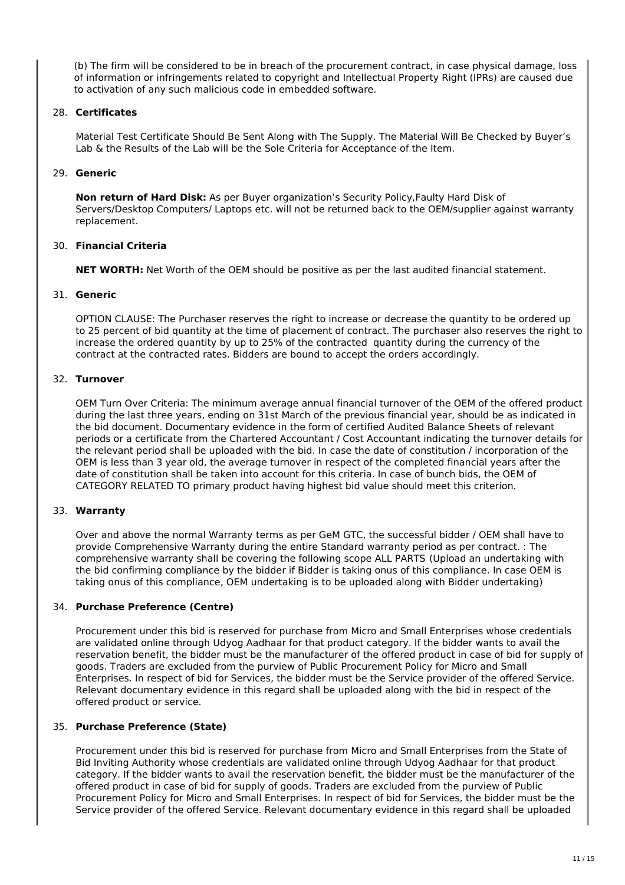(b) The firm will be considered to be in breach of the procurement contract, in case physical damage, loss of information or infringements related to copyright and Intellectual Property Right (IPRs) are caused due to activation of any such malicious code in embedded software.

28. **Certificates**

Material Test Certificate Should Be Sent Along with The Supply. The Material Will Be Checked by Buyer's Lab & the Results of the Lab will be the Sole Criteria for Acceptance of the Item.

29. **Generic**

**Non return of Hard Disk:** As per Buyer organization's Security Policy,Faulty Hard Disk of Servers/Desktop Computers/ Laptops etc. will not be returned back to the OEM/supplier against warranty replacement.

30. **Financial Criteria**

**NET WORTH:** Net Worth of the OEM should be positive as per the last audited financial statement.

31. **Generic**

OPTION CLAUSE: The Purchaser reserves the right to increase or decrease the quantity to be ordered up to 25 percent of bid quantity at the time of placement of contract. The purchaser also reserves the right to increase the ordered quantity by up to 25% of the contracted quantity during the currency of the contract at the contracted rates. Bidders are bound to accept the orders accordingly.

32. **Turnover**

OEM Turn Over Criteria: The minimum average annual financial turnover of the OEM of the offered product during the last three years, ending on 31st March of the previous financial year, should be as indicated in the bid document. Documentary evidence in the form of certified Audited Balance Sheets of relevant periods or a certificate from the Chartered Accountant / Cost Accountant indicating the turnover details for the relevant period shall be uploaded with the bid. In case the date of constitution / incorporation of the OEM is less than 3 year old, the average turnover in respect of the completed financial years after the date of constitution shall be taken into account for this criteria. In case of bunch bids, the OEM of CATEGORY RELATED TO primary product having highest bid value should meet this criterion.

33. **Warranty**

Over and above the normal Warranty terms as per GeM GTC, the successful bidder / OEM shall have to provide Comprehensive Warranty during the entire Standard warranty period as per contract. : The comprehensive warranty shall be covering the following scope ALL PARTS (Upload an undertaking with the bid confirming compliance by the bidder if Bidder is taking onus of this compliance. In case OEM is taking onus of this compliance, OEM undertaking is to be uploaded along with Bidder undertaking)

34. **Purchase Preference (Centre)**

Procurement under this bid is reserved for purchase from Micro and Small Enterprises whose credentials are validated online through Udyog Aadhaar for that product category. If the bidder wants to avail the reservation benefit, the bidder must be the manufacturer of the offered product in case of bid for supply of goods. Traders are excluded from the purview of Public Procurement Policy for Micro and Small Enterprises. In respect of bid for Services, the bidder must be the Service provider of the offered Service. Relevant documentary evidence in this regard shall be uploaded along with the bid in respect of the offered product or service.

35. **Purchase Preference (State)**

Procurement under this bid is reserved for purchase from Micro and Small Enterprises from the State of Bid Inviting Authority whose credentials are validated online through Udyog Aadhaar for that product category. If the bidder wants to avail the reservation benefit, the bidder must be the manufacturer of the offered product in case of bid for supply of goods. Traders are excluded from the purview of Public Procurement Policy for Micro and Small Enterprises. In respect of bid for Services, the bidder must be the Service provider of the offered Service. Relevant documentary evidence in this regard shall be uploaded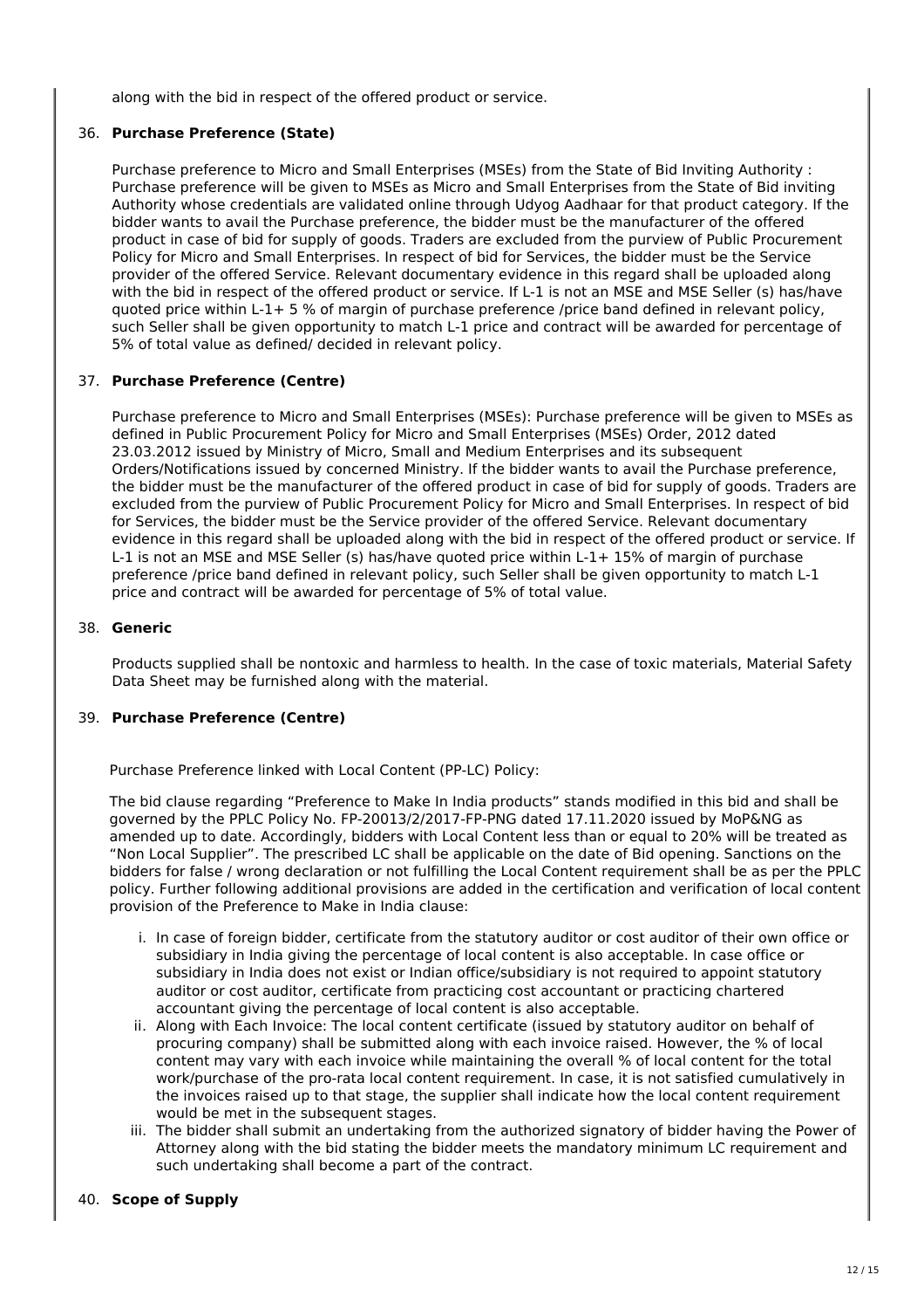along with the bid in respect of the offered product or service.

36. **Purchase Preference (State)**

    Purchase preference to Micro and Small Enterprises (MSEs) from the State of Bid Inviting Authority : Purchase preference will be given to MSEs as Micro and Small Enterprises from the State of Bid inviting Authority whose credentials are validated online through Udyog Aadhaar for that product category. If the bidder wants to avail the Purchase preference, the bidder must be the manufacturer of the offered product in case of bid for supply of goods. Traders are excluded from the purview of Public Procurement Policy for Micro and Small Enterprises. In respect of bid for Services, the bidder must be the Service provider of the offered Service. Relevant documentary evidence in this regard shall be uploaded along with the bid in respect of the offered product or service. If L-1 is not an MSE and MSE Seller (s) has/have quoted price within L-1+ 5 % of margin of purchase preference /price band defined in relevant policy, such Seller shall be given opportunity to match L-1 price and contract will be awarded for percentage of 5% of total value as defined/ decided in relevant policy.

37. **Purchase Preference (Centre)**

    Purchase preference to Micro and Small Enterprises (MSEs): Purchase preference will be given to MSEs as defined in Public Procurement Policy for Micro and Small Enterprises (MSEs) Order, 2012 dated 23.03.2012 issued by Ministry of Micro, Small and Medium Enterprises and its subsequent Orders/Notifications issued by concerned Ministry. If the bidder wants to avail the Purchase preference, the bidder must be the manufacturer of the offered product in case of bid for supply of goods. Traders are excluded from the purview of Public Procurement Policy for Micro and Small Enterprises. In respect of bid for Services, the bidder must be the Service provider of the offered Service. Relevant documentary evidence in this regard shall be uploaded along with the bid in respect of the offered product or service. If L-1 is not an MSE and MSE Seller (s) has/have quoted price within L-1+ 15% of margin of purchase preference /price band defined in relevant policy, such Seller shall be given opportunity to match L-1 price and contract will be awarded for percentage of 5% of total value.

38. **Generic**

    Products supplied shall be nontoxic and harmless to health. In the case of toxic materials, Material Safety Data Sheet may be furnished along with the material.

39. **Purchase Preference (Centre)**

    Purchase Preference linked with Local Content (PP-LC) Policy:

    The bid clause regarding "Preference to Make In India products" stands modified in this bid and shall be governed by the PPLC Policy No. FP-20013/2/2017-FP-PNG dated 17.11.2020 issued by MoP&NG as amended up to date. Accordingly, bidders with Local Content less than or equal to 20% will be treated as "Non Local Supplier". The prescribed LC shall be applicable on the date of Bid opening. Sanctions on the bidders for false / wrong declaration or not fulfilling the Local Content requirement shall be as per the PPLC policy. Further following additional provisions are added in the certification and verification of local content provision of the Preference to Make in India clause:

    i. In case of foreign bidder, certificate from the statutory auditor or cost auditor of their own office or subsidiary in India giving the percentage of local content is also acceptable. In case office or subsidiary in India does not exist or Indian office/subsidiary is not required to appoint statutory auditor or cost auditor, certificate from practicing cost accountant or practicing chartered accountant giving the percentage of local content is also acceptable.
    ii. Along with Each Invoice: The local content certificate (issued by statutory auditor on behalf of procuring company) shall be submitted along with each invoice raised. However, the % of local content may vary with each invoice while maintaining the overall % of local content for the total work/purchase of the pro-rata local content requirement. In case, it is not satisfied cumulatively in the invoices raised up to that stage, the supplier shall indicate how the local content requirement would be met in the subsequent stages.
    iii. The bidder shall submit an undertaking from the authorized signatory of bidder having the Power of Attorney along with the bid stating the bidder meets the mandatory minimum LC requirement and such undertaking shall become a part of the contract.

40. **Scope of Supply**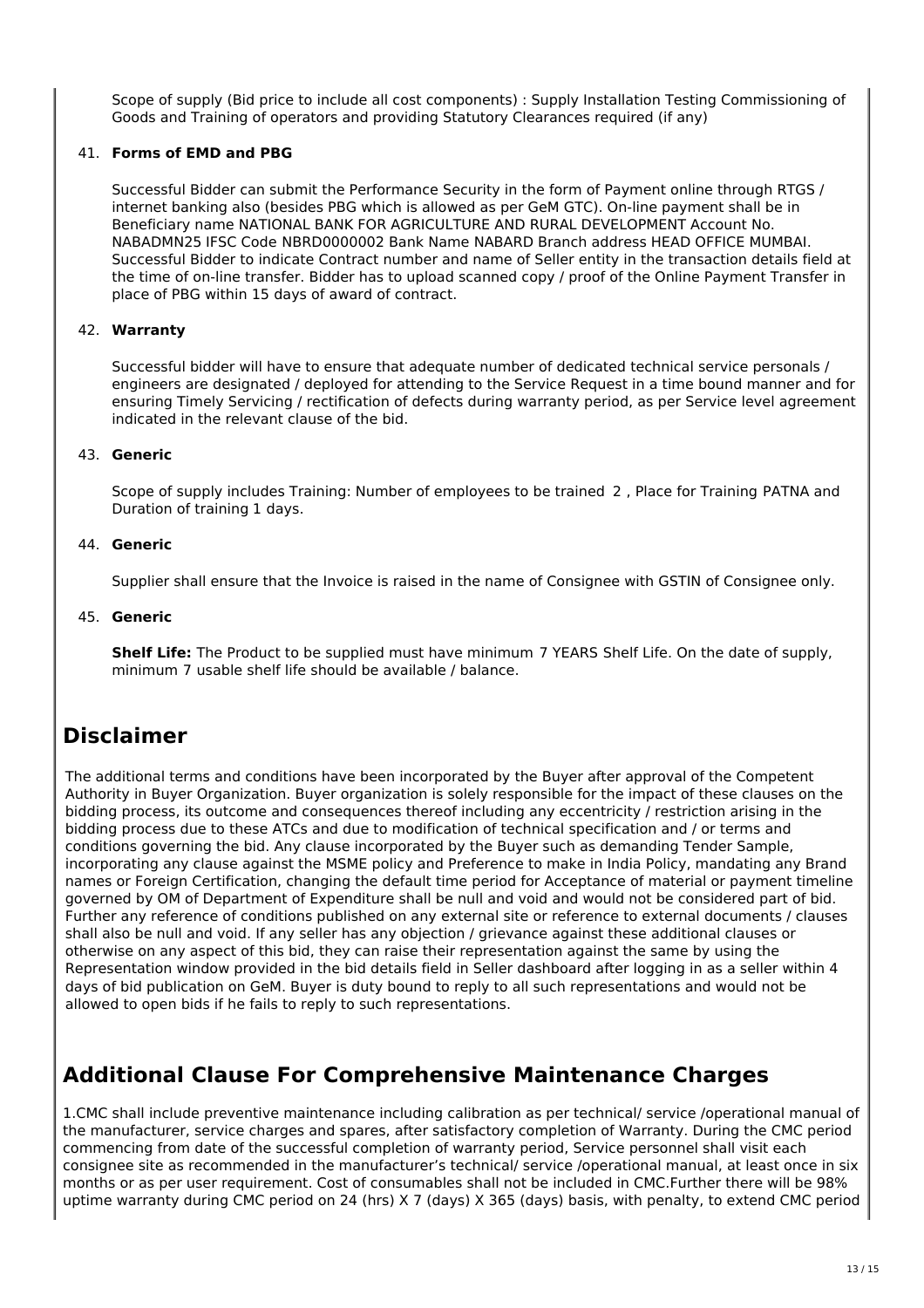Scope of supply (Bid price to include all cost components) : Supply Installation Testing Commissioning of Goods and Training of operators and providing Statutory Clearances required (if any)

41. **Forms of EMD and PBG**

    Successful Bidder can submit the Performance Security in the form of Payment online through RTGS / internet banking also (besides PBG which is allowed as per GeM GTC). On-line payment shall be in Beneficiary name NATIONAL BANK FOR AGRICULTURE AND RURAL DEVELOPMENT Account No. NABADMN25 IFSC Code NBRD0000002 Bank Name NABARD Branch address HEAD OFFICE MUMBAI. Successful Bidder to indicate Contract number and name of Seller entity in the transaction details field at the time of on-line transfer. Bidder has to upload scanned copy / proof of the Online Payment Transfer in place of PBG within 15 days of award of contract.

42. **Warranty**

    Successful bidder will have to ensure that adequate number of dedicated technical service personals / engineers are designated / deployed for attending to the Service Request in a time bound manner and for ensuring Timely Servicing / rectification of defects during warranty period, as per Service level agreement indicated in the relevant clause of the bid.

43. **Generic**

    Scope of supply includes Training: Number of employees to be trained 2 , Place for Training PATNA and Duration of training 1 days.

44. **Generic**

    Supplier shall ensure that the Invoice is raised in the name of Consignee with GSTIN of Consignee only.

45. **Generic**

    **Shelf Life:** The Product to be supplied must have minimum 7 YEARS Shelf Life. On the date of supply, minimum 7 usable shelf life should be available / balance.

## Disclaimer

The additional terms and conditions have been incorporated by the Buyer after approval of the Competent Authority in Buyer Organization. Buyer organization is solely responsible for the impact of these clauses on the bidding process, its outcome and consequences thereof including any eccentricity / restriction arising in the bidding process due to these ATCs and due to modification of technical specification and / or terms and conditions governing the bid. Any clause incorporated by the Buyer such as demanding Tender Sample, incorporating any clause against the MSME policy and Preference to make in India Policy, mandating any Brand names or Foreign Certification, changing the default time period for Acceptance of material or payment timeline governed by OM of Department of Expenditure shall be null and void and would not be considered part of bid. Further any reference of conditions published on any external site or reference to external documents / clauses shall also be null and void. If any seller has any objection / grievance against these additional clauses or otherwise on any aspect of this bid, they can raise their representation against the same by using the Representation window provided in the bid details field in Seller dashboard after logging in as a seller within 4 days of bid publication on GeM. Buyer is duty bound to reply to all such representations and would not be allowed to open bids if he fails to reply to such representations.

## Additional Clause For Comprehensive Maintenance Charges

1.CMC shall include preventive maintenance including calibration as per technical/ service /operational manual of the manufacturer, service charges and spares, after satisfactory completion of Warranty. During the CMC period commencing from date of the successful completion of warranty period, Service personnel shall visit each consignee site as recommended in the manufacturer's technical/ service /operational manual, at least once in six months or as per user requirement. Cost of consumables shall not be included in CMC.Further there will be 98% uptime warranty during CMC period on 24 (hrs) X 7 (days) X 365 (days) basis, with penalty, to extend CMC period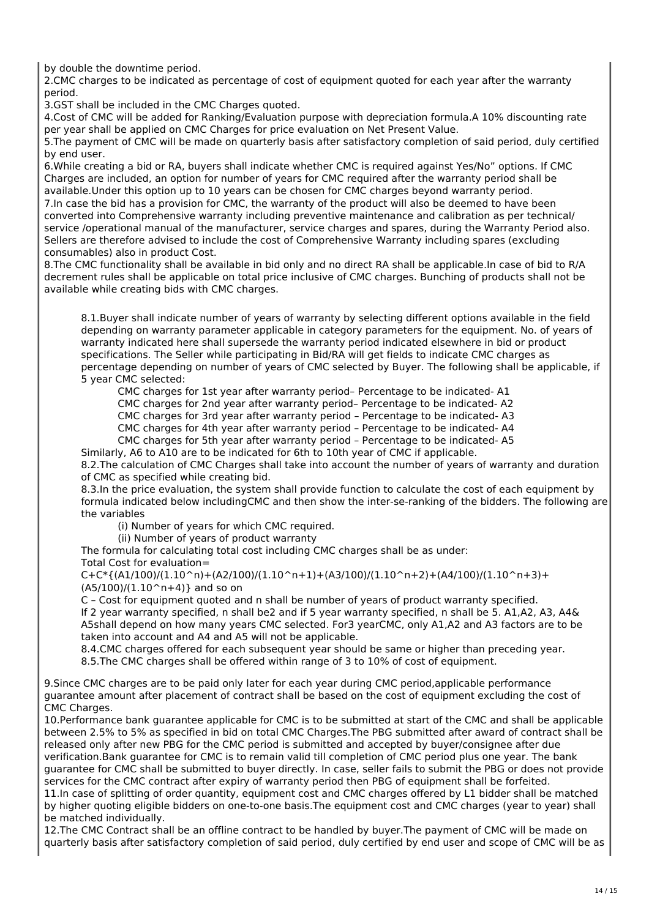by double the downtime period.

2.CMC charges to be indicated as percentage of cost of equipment quoted for each year after the warranty period.

3.GST shall be included in the CMC Charges quoted.

4.Cost of CMC will be added for Ranking/Evaluation purpose with depreciation formula.A 10% discounting rate per year shall be applied on CMC Charges for price evaluation on Net Present Value.

5.The payment of CMC will be made on quarterly basis after satisfactory completion of said period, duly certified by end user.

6.While creating a bid or RA, buyers shall indicate whether CMC is required against Yes/No" options. If CMC Charges are included, an option for number of years for CMC required after the warranty period shall be available.Under this option up to 10 years can be chosen for CMC charges beyond warranty period.

7.In case the bid has a provision for CMC, the warranty of the product will also be deemed to have been converted into Comprehensive warranty including preventive maintenance and calibration as per technical/ service /operational manual of the manufacturer, service charges and spares, during the Warranty Period also. Sellers are therefore advised to include the cost of Comprehensive Warranty including spares (excluding consumables) also in product Cost.

8.The CMC functionality shall be available in bid only and no direct RA shall be applicable.In case of bid to R/A decrement rules shall be applicable on total price inclusive of CMC charges. Bunching of products shall not be available while creating bids with CMC charges.

8.1.Buyer shall indicate number of years of warranty by selecting different options available in the field depending on warranty parameter applicable in category parameters for the equipment. No. of years of warranty indicated here shall supersede the warranty period indicated elsewhere in bid or product specifications. The Seller while participating in Bid/RA will get fields to indicate CMC charges as percentage depending on number of years of CMC selected by Buyer. The following shall be applicable, if 5 year CMC selected:

CMC charges for 1st year after warranty period– Percentage to be indicated- A1
CMC charges for 2nd year after warranty period– Percentage to be indicated- A2
CMC charges for 3rd year after warranty period – Percentage to be indicated- A3
CMC charges for 4th year after warranty period – Percentage to be indicated- A4
CMC charges for 5th year after warranty period – Percentage to be indicated- A5

Similarly, A6 to A10 are to be indicated for 6th to 10th year of CMC if applicable.

8.2.The calculation of CMC Charges shall take into account the number of years of warranty and duration of CMC as specified while creating bid.

8.3.In the price evaluation, the system shall provide function to calculate the cost of each equipment by formula indicated below includingCMC and then show the inter-se-ranking of the bidders. The following are the variables

(i) Number of years for which CMC required.
(ii) Number of years of product warranty

The formula for calculating total cost including CMC charges shall be as under:

Total Cost for evaluation=

C+C*{(A1/100)/(1.10^n)+(A2/100)/(1.10^n+1)+(A3/100)/(1.10^n+2)+(A4/100)/(1.10^n+3)+(A5/100)/(1.10^n+4)} and so on

C – Cost for equipment quoted and n shall be number of years of product warranty specified.

If 2 year warranty specified, n shall be2 and if 5 year warranty specified, n shall be 5. A1,A2, A3, A4& A5shall depend on how many years CMC selected. For3 yearCMC, only A1,A2 and A3 factors are to be taken into account and A4 and A5 will not be applicable.

8.4.CMC charges offered for each subsequent year should be same or higher than preceding year.

8.5.The CMC charges shall be offered within range of 3 to 10% of cost of equipment.

9.Since CMC charges are to be paid only later for each year during CMC period,applicable performance guarantee amount after placement of contract shall be based on the cost of equipment excluding the cost of CMC Charges.

10.Performance bank guarantee applicable for CMC is to be submitted at start of the CMC and shall be applicable between 2.5% to 5% as specified in bid on total CMC Charges.The PBG submitted after award of contract shall be released only after new PBG for the CMC period is submitted and accepted by buyer/consignee after due verification.Bank guarantee for CMC is to remain valid till completion of CMC period plus one year. The bank guarantee for CMC shall be submitted to buyer directly. In case, seller fails to submit the PBG or does not provide services for the CMC contract after expiry of warranty period then PBG of equipment shall be forfeited.

11.In case of splitting of order quantity, equipment cost and CMC charges offered by L1 bidder shall be matched by higher quoting eligible bidders on one-to-one basis.The equipment cost and CMC charges (year to year) shall be matched individually.

12.The CMC Contract shall be an offline contract to be handled by buyer.The payment of CMC will be made on quarterly basis after satisfactory completion of said period, duly certified by end user and scope of CMC will be as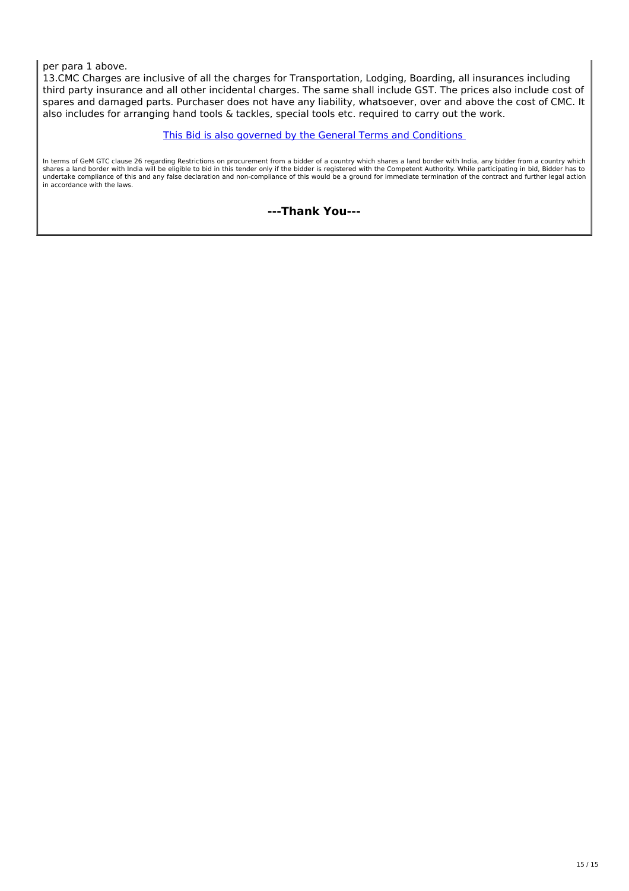per para 1 above.

13.CMC Charges are inclusive of all the charges for Transportation, Lodging, Boarding, all insurances including third party insurance and all other incidental charges. The same shall include GST. The prices also include cost of spares and damaged parts. Purchaser does not have any liability, whatsoever, over and above the cost of CMC. It also includes for arranging hand tools & tackles, special tools etc. required to carry out the work.

This Bid is also governed by the General Terms and Conditions

In terms of GeM GTC clause 26 regarding Restrictions on procurement from a bidder of a country which shares a land border with India, any bidder from a country which shares a land border with India will be eligible to bid in this tender only if the bidder is registered with the Competent Authority. While participating in bid, Bidder has to undertake compliance of this and any false declaration and non-compliance of this would be a ground for immediate termination of the contract and further legal action in accordance with the laws.

**---Thank You---**